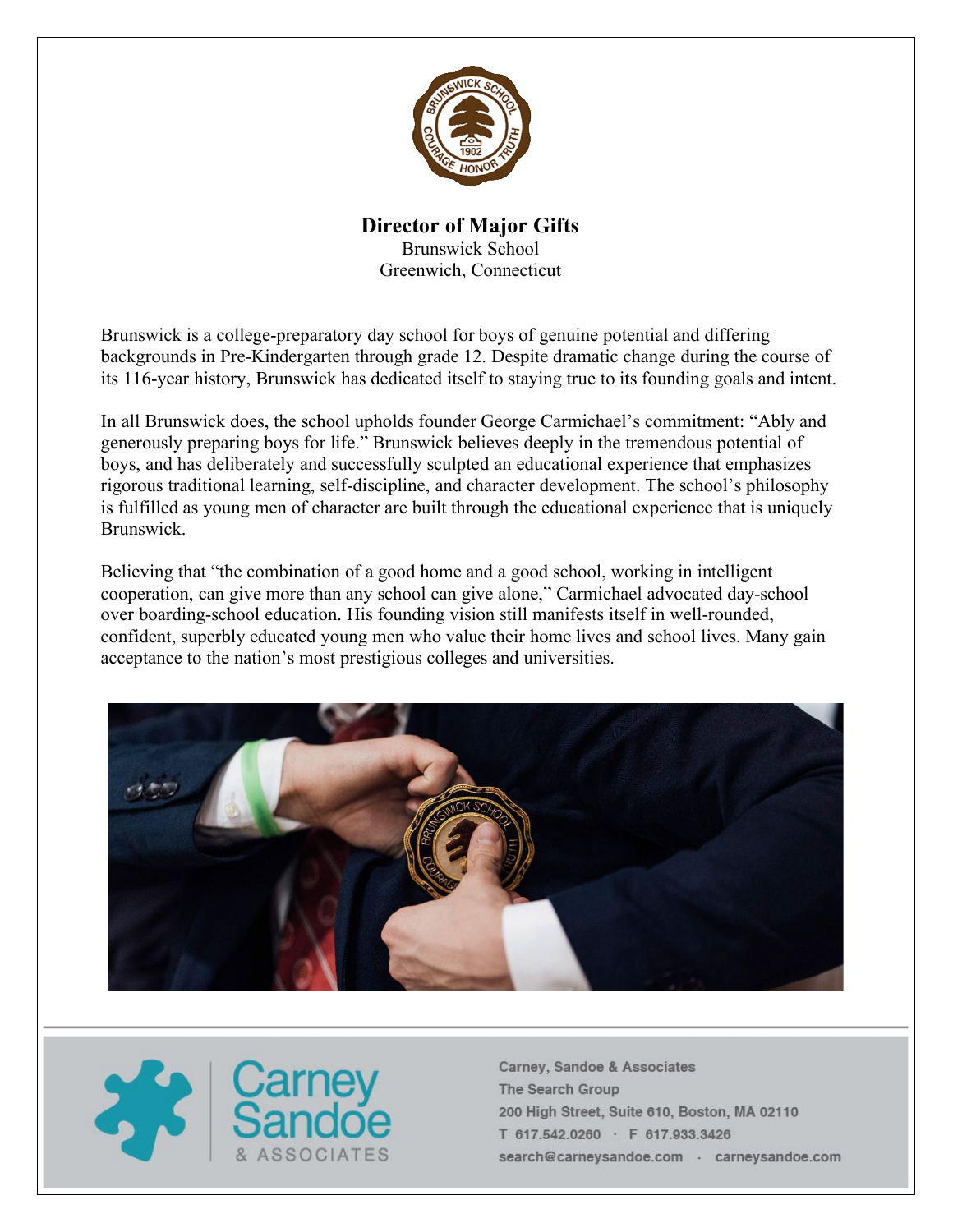# Director of Major Gifts

Brunswick School
Greenwich, Connecticut

Brunswick is a college-preparatory day school for boys of genuine potential and differing backgrounds in Pre-Kindergarten through grade 12. Despite dramatic change during the course of its 116-year history, Brunswick has dedicated itself to staying true to its founding goals and intent.

In all Brunswick does, the school upholds founder George Carmichael's commitment: "Ably and generously preparing boys for life." Brunswick believes deeply in the tremendous potential of boys, and has deliberately and successfully sculpted an educational experience that emphasizes rigorous traditional learning, self-discipline, and character development. The school's philosophy is fulfilled as young men of character are built through the educational experience that is uniquely Brunswick.

Believing that "the combination of a good home and a good school, working in intelligent cooperation, can give more than any school can give alone," Carmichael advocated day-school over boarding-school education. His founding vision still manifests itself in well-rounded, confident, superbly educated young men who value their home lives and school lives. Many gain acceptance to the nation's most prestigious colleges and universities.

Carney, Sandoe & Associates
The Search Group
200 High Street, Suite 610, Boston, MA 02110
T 617.542.0260 · F 617.933.3426
search@carneysandoe.com · carneysandoe.com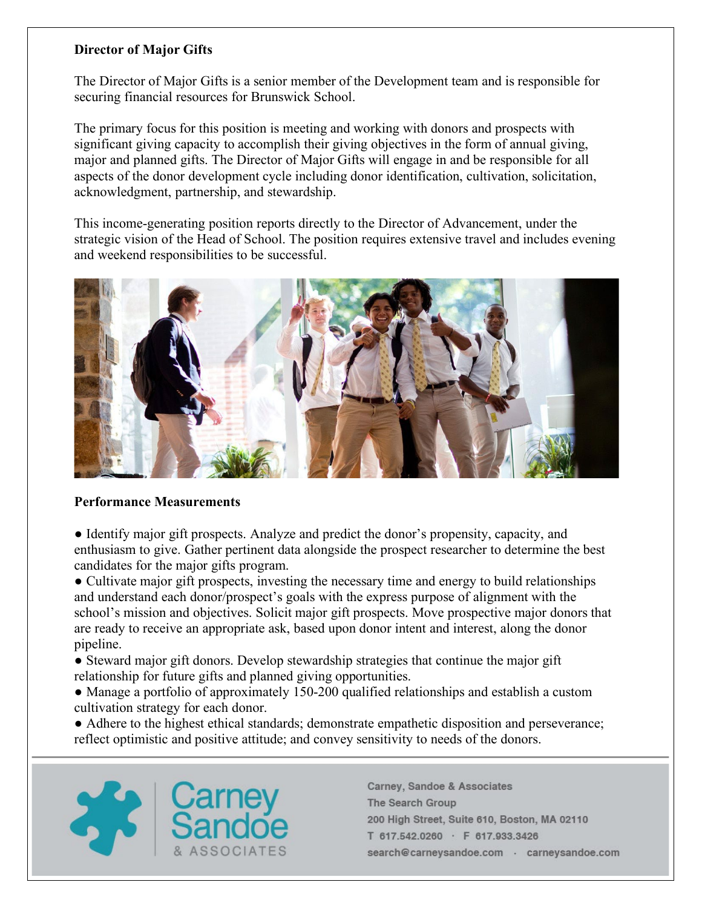**Director of Major Gifts**

The Director of Major Gifts is a senior member of the Development team and is responsible for securing financial resources for Brunswick School.

The primary focus for this position is meeting and working with donors and prospects with significant giving capacity to accomplish their giving objectives in the form of annual giving, major and planned gifts. The Director of Major Gifts will engage in and be responsible for all aspects of the donor development cycle including donor identification, cultivation, solicitation, acknowledgment, partnership, and stewardship.

This income-generating position reports directly to the Director of Advancement, under the strategic vision of the Head of School. The position requires extensive travel and includes evening and weekend responsibilities to be successful.

**Performance Measurements**

- Identify major gift prospects. Analyze and predict the donor's propensity, capacity, and enthusiasm to give. Gather pertinent data alongside the prospect researcher to determine the best candidates for the major gifts program.
- Cultivate major gift prospects, investing the necessary time and energy to build relationships and understand each donor/prospect's goals with the express purpose of alignment with the school's mission and objectives. Solicit major gift prospects. Move prospective major donors that are ready to receive an appropriate ask, based upon donor intent and interest, along the donor pipeline.
- Steward major gift donors. Develop stewardship strategies that continue the major gift relationship for future gifts and planned giving opportunities.
- Manage a portfolio of approximately 150-200 qualified relationships and establish a custom cultivation strategy for each donor.
- Adhere to the highest ethical standards; demonstrate empathetic disposition and perseverance; reflect optimistic and positive attitude; and convey sensitivity to needs of the donors.

Carney Sandoe & Associates

Carney, Sandoe & Associates
The Search Group
200 High Street, Suite 610, Boston, MA 02110
T 617.542.0260 · F 617.933.3426
search@carneysandoe.com · carneysandoe.com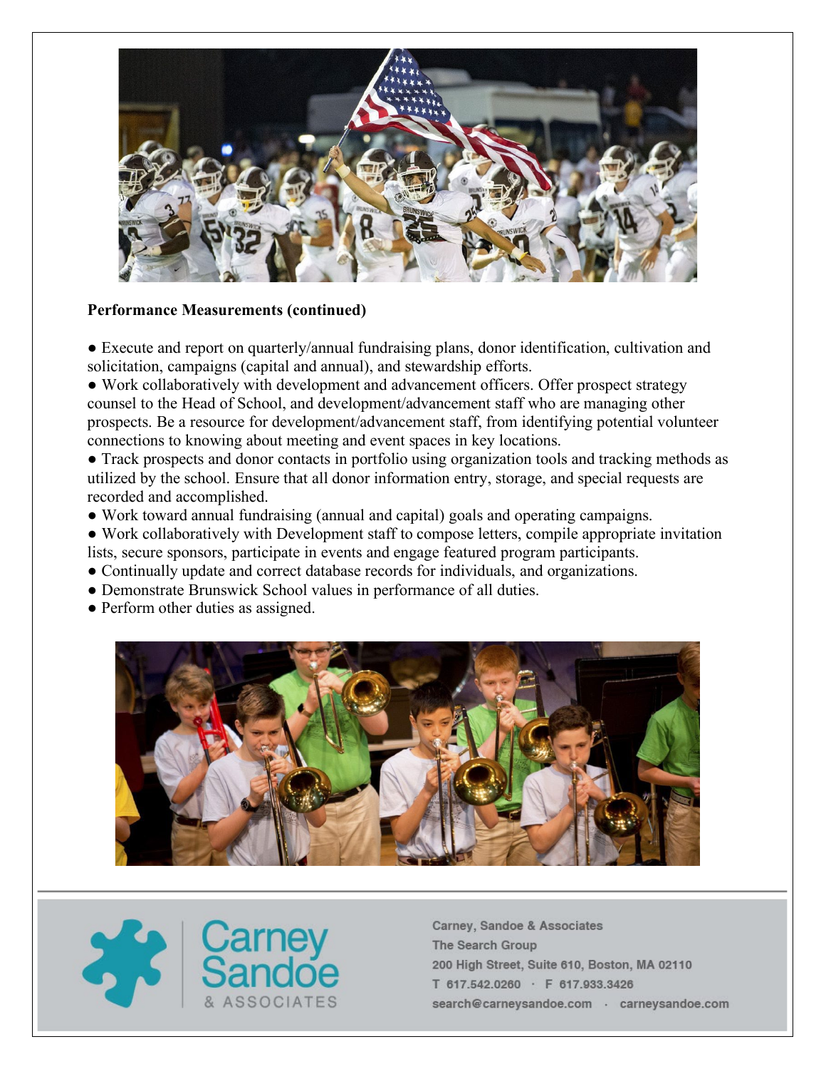**Performance Measurements (continued)**

- Execute and report on quarterly/annual fundraising plans, donor identification, cultivation and solicitation, campaigns (capital and annual), and stewardship efforts.
- Work collaboratively with development and advancement officers. Offer prospect strategy counsel to the Head of School, and development/advancement staff who are managing other prospects. Be a resource for development/advancement staff, from identifying potential volunteer connections to knowing about meeting and event spaces in key locations.
- Track prospects and donor contacts in portfolio using organization tools and tracking methods as utilized by the school. Ensure that all donor information entry, storage, and special requests are recorded and accomplished.
- Work toward annual fundraising (annual and capital) goals and operating campaigns.
- Work collaboratively with Development staff to compose letters, compile appropriate invitation lists, secure sponsors, participate in events and engage featured program participants.
- Continually update and correct database records for individuals, and organizations.
- Demonstrate Brunswick School values in performance of all duties.
- Perform other duties as assigned.

Carney, Sandoe & Associates
The Search Group
200 High Street, Suite 610, Boston, MA 02110
T 617.542.0260 · F 617.933.3426
search@carneysandoe.com · carneysandoe.com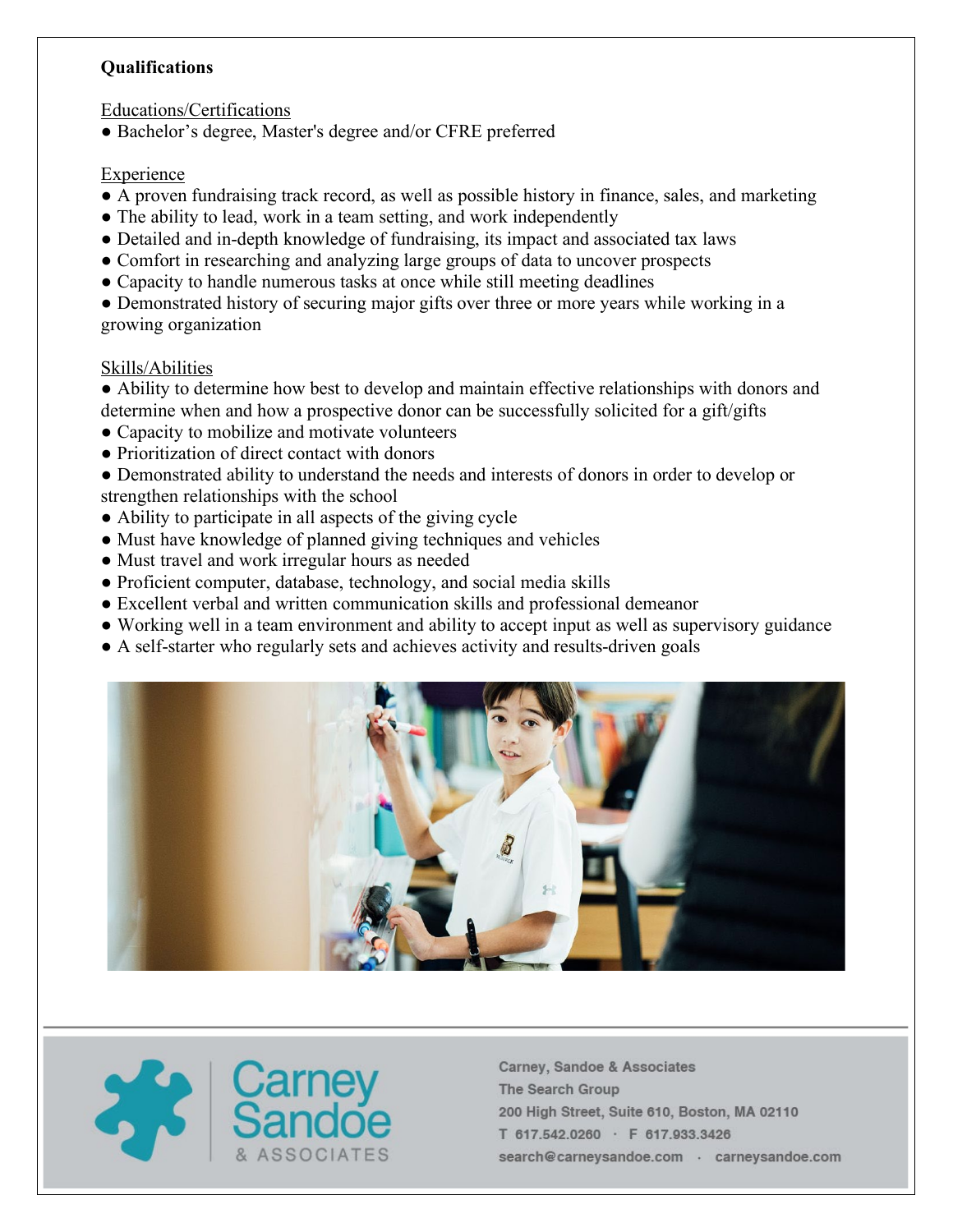**Qualifications**

Educations/Certifications

- Bachelor's degree, Master's degree and/or CFRE preferred

Experience

- A proven fundraising track record, as well as possible history in finance, sales, and marketing
- The ability to lead, work in a team setting, and work independently
- Detailed and in-depth knowledge of fundraising, its impact and associated tax laws
- Comfort in researching and analyzing large groups of data to uncover prospects
- Capacity to handle numerous tasks at once while still meeting deadlines
- Demonstrated history of securing major gifts over three or more years while working in a growing organization

Skills/Abilities

- Ability to determine how best to develop and maintain effective relationships with donors and determine when and how a prospective donor can be successfully solicited for a gift/gifts
- Capacity to mobilize and motivate volunteers
- Prioritization of direct contact with donors
- Demonstrated ability to understand the needs and interests of donors in order to develop or strengthen relationships with the school
- Ability to participate in all aspects of the giving cycle
- Must have knowledge of planned giving techniques and vehicles
- Must travel and work irregular hours as needed
- Proficient computer, database, technology, and social media skills
- Excellent verbal and written communication skills and professional demeanor
- Working well in a team environment and ability to accept input as well as supervisory guidance
- A self-starter who regularly sets and achieves activity and results-driven goals

Carney Sandoe & ASSOCIATES

Carney, Sandoe & Associates
The Search Group
200 High Street, Suite 610, Boston, MA 02110
T 617.542.0260 · F 617.933.3426
search@carneysandoe.com · carneysandoe.com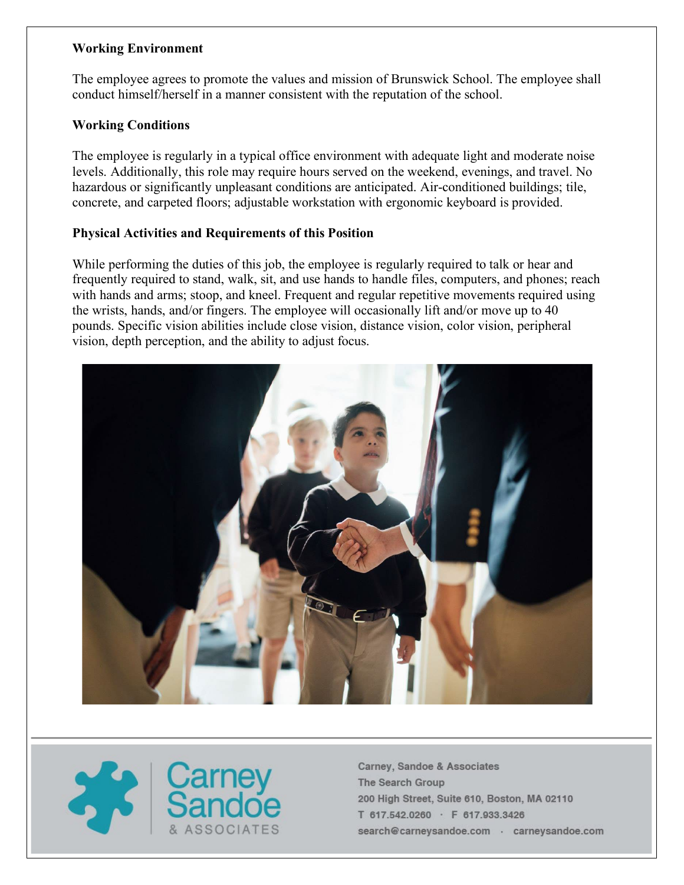**Working Environment**

The employee agrees to promote the values and mission of Brunswick School. The employee shall conduct himself/herself in a manner consistent with the reputation of the school.

**Working Conditions**

The employee is regularly in a typical office environment with adequate light and moderate noise levels. Additionally, this role may require hours served on the weekend, evenings, and travel. No hazardous or significantly unpleasant conditions are anticipated. Air-conditioned buildings; tile, concrete, and carpeted floors; adjustable workstation with ergonomic keyboard is provided.

**Physical Activities and Requirements of this Position**

While performing the duties of this job, the employee is regularly required to talk or hear and frequently required to stand, walk, sit, and use hands to handle files, computers, and phones; reach with hands and arms; stoop, and kneel. Frequent and regular repetitive movements required using the wrists, hands, and/or fingers. The employee will occasionally lift and/or move up to 40 pounds. Specific vision abilities include close vision, distance vision, color vision, peripheral vision, depth perception, and the ability to adjust focus.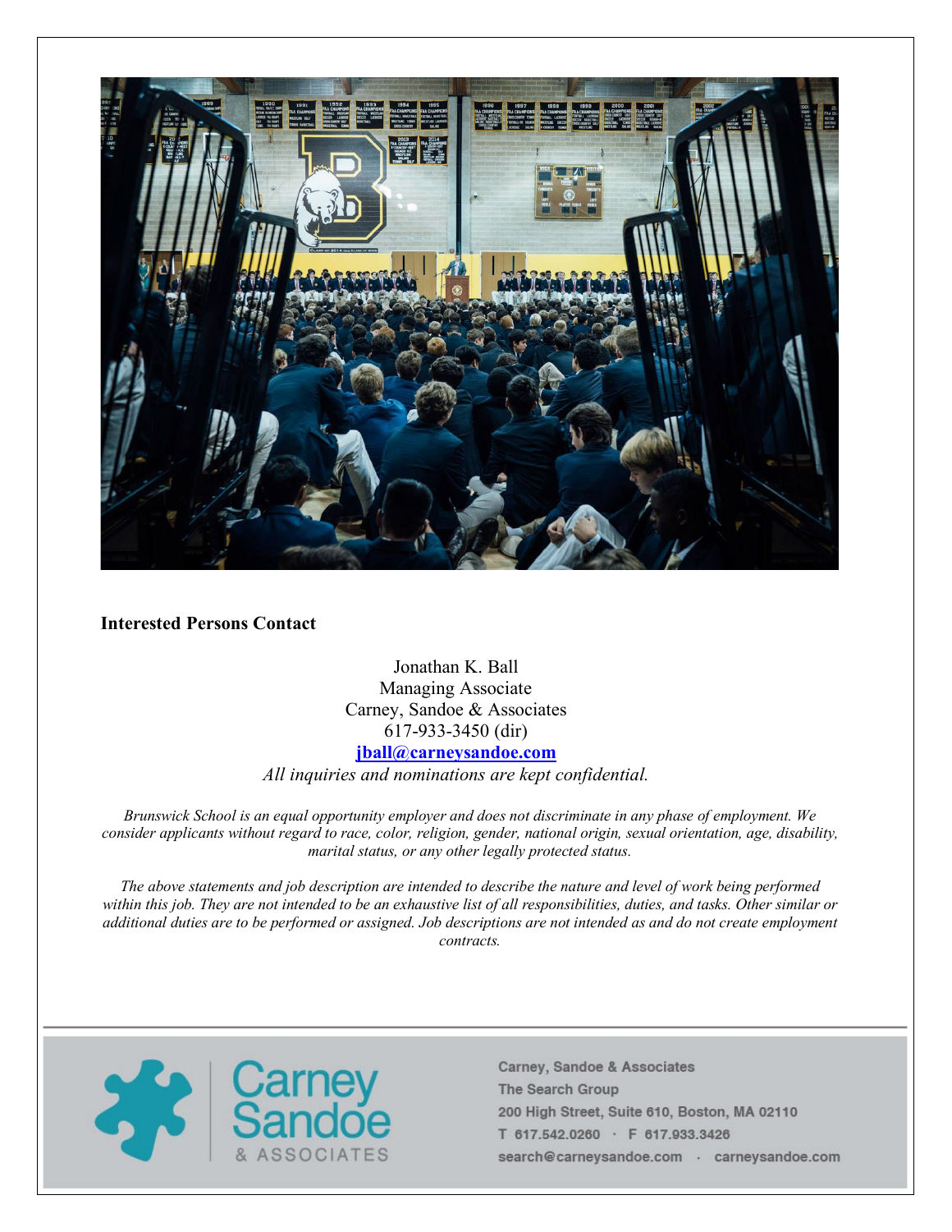**Interested Persons Contact**

Jonathan K. Ball
Managing Associate
Carney, Sandoe & Associates
617-933-3450 (dir)
**jball@carneysandoe.com**
*All inquiries and nominations are kept confidential.*

*Brunswick School is an equal opportunity employer and does not discriminate in any phase of employment. We consider applicants without regard to race, color, religion, gender, national origin, sexual orientation, age, disability, marital status, or any other legally protected status.*

*The above statements and job description are intended to describe the nature and level of work being performed within this job. They are not intended to be an exhaustive list of all responsibilities, duties, and tasks. Other similar or additional duties are to be performed or assigned. Job descriptions are not intended as and do not create employment contracts.*

Carney Sandoe & ASSOCIATES

Carney, Sandoe & Associates
The Search Group
200 High Street, Suite 610, Boston, MA 02110
T 617.542.0260 · F 617.933.3426
search@carneysandoe.com · carneysandoe.com